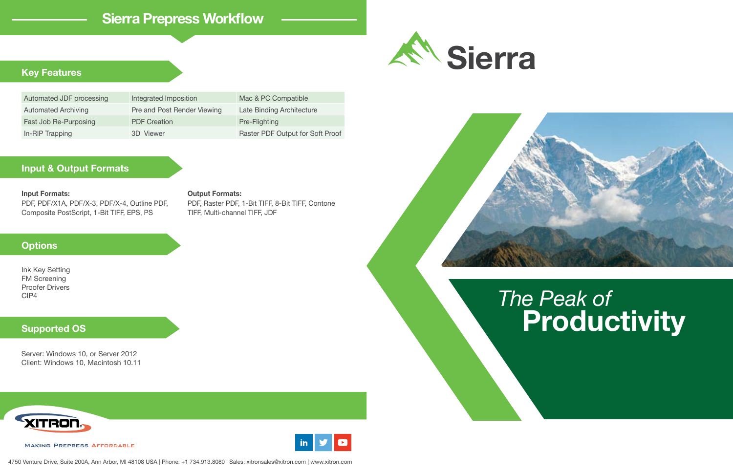# Sierra Prepress Workflow

## Key Features

| | | |
|---|---|---|
| Automated JDF processing | Integrated Imposition | Mac & PC Compatible |
| Automated Archiving | Pre and Post Render Viewing | Late Binding Architecture |
| Fast Job Re-Purposing | PDF Creation | Pre-Flighting |
| In-RIP Trapping | 3D Viewer | Raster PDF Output for Soft Proof |

## Input & Output Formats

**Input Formats:**
PDF, PDF/X1A, PDF/X-3, PDF/X-4, Outline PDF, Composite PostScript, 1-Bit TIFF, EPS, PS

**Output Formats:**
PDF, Raster PDF, 1-Bit TIFF, 8-Bit TIFF, Contone TIFF, Multi-channel TIFF, JDF

## Options

Ink Key Setting
FM Screening
Proofer Drivers
CIP4

## Supported OS

Server: Windows 10, or Server 2012
Client: Windows 10, Macintosh 10.11

XITRON

MAKING PREPRESS AFFORDABLE

4750 Venture Drive, Suite 200A, Ann Arbor, MI 48108 USA | Phone: +1 734.913.8080 | Sales: xitronsales@xitron.com | www.xitron.com

# Sierra

*The Peak of*
**Productivity**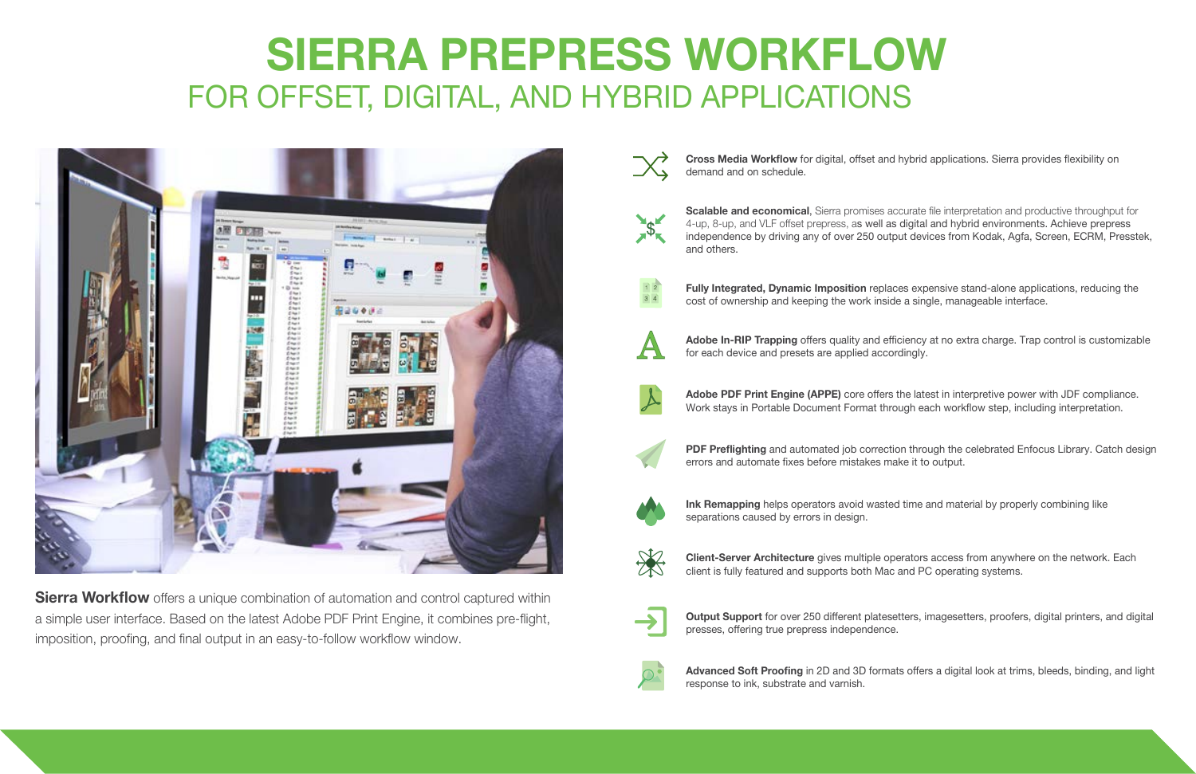# SIERRA PREPRESS WORKFLOW

## FOR OFFSET, DIGITAL, AND HYBRID APPLICATIONS

**Sierra Workflow** offers a unique combination of automation and control captured within a simple user interface. Based on the latest Adobe PDF Print Engine, it combines pre-flight, imposition, proofing, and final output in an easy-to-follow workflow window.

**Cross Media Workflow** for digital, offset and hybrid applications. Sierra provides flexibility on demand and on schedule.

**Scalable and economical**, Sierra promises accurate file interpretation and productive throughput for 4-up, 8-up, and VLF offset prepress, as well as digital and hybrid environments. Achieve prepress independence by driving any of over 250 output devices from Kodak, Agfa, Screen, ECRM, Presstek, and others.

**Fully Integrated, Dynamic Imposition** replaces expensive stand-alone applications, reducing the cost of ownership and keeping the work inside a single, manageable interface.

**Adobe In-RIP Trapping** offers quality and efficiency at no extra charge. Trap control is customizable for each device and presets are applied accordingly.

**Adobe PDF Print Engine (APPE)** core offers the latest in interpretive power with JDF compliance. Work stays in Portable Document Format through each workflow step, including interpretation.

**PDF Preflighting** and automated job correction through the celebrated Enfocus Library. Catch design errors and automate fixes before mistakes make it to output.

**Ink Remapping** helps operators avoid wasted time and material by properly combining like separations caused by errors in design.

**Client-Server Architecture** gives multiple operators access from anywhere on the network. Each client is fully featured and supports both Mac and PC operating systems.

**Output Support** for over 250 different platesetters, imagesetters, proofers, digital printers, and digital presses, offering true prepress independence.

**Advanced Soft Proofing** in 2D and 3D formats offers a digital look at trims, bleeds, binding, and light response to ink, substrate and varnish.